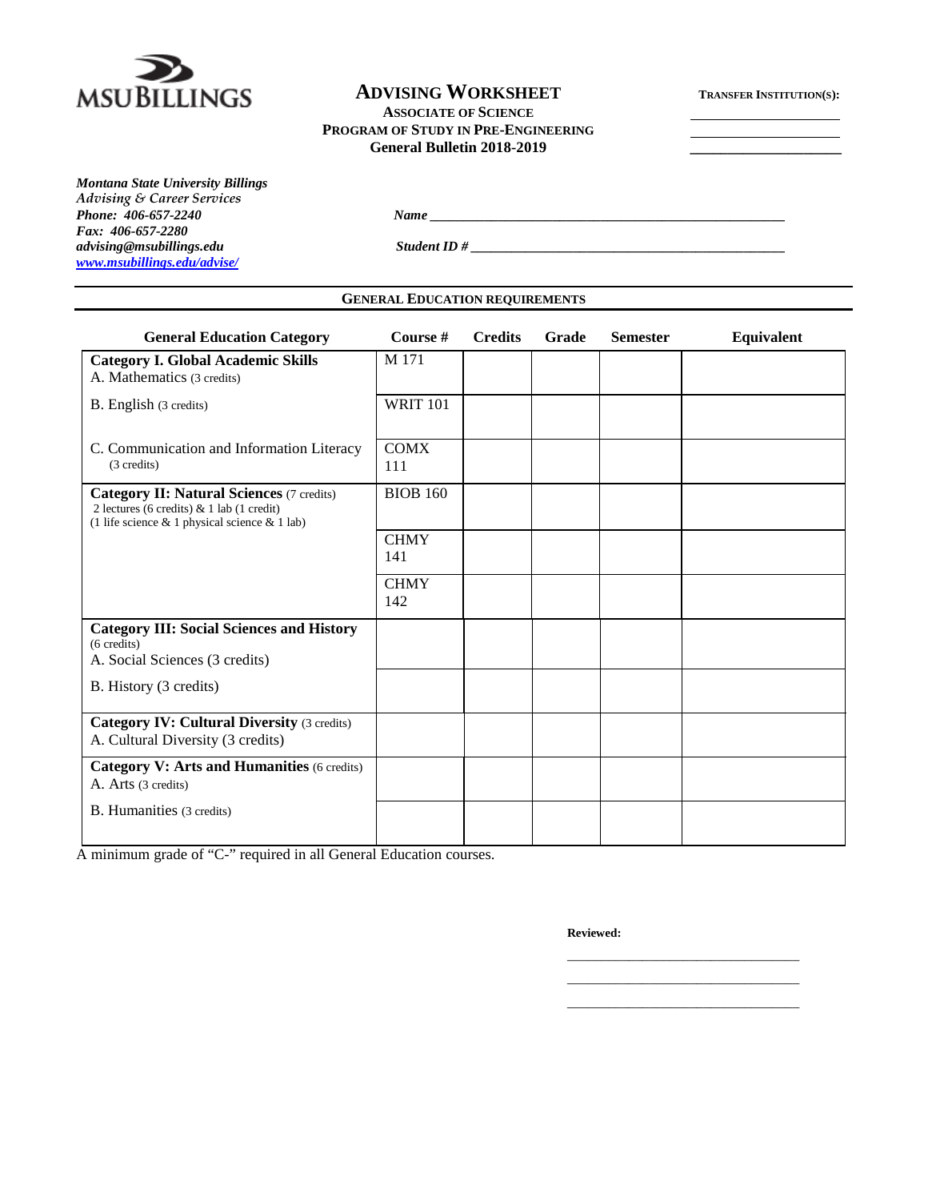MSU BILLINGS

# ADVISING WORKSHEET

**ASSOCIATE OF SCIENCE**

**PROGRAM OF STUDY IN PRE-ENGINEERING**

**General Bulletin 2018-2019**

**TRANSFER INSTITUTION(S):** ____________________

____________________

____________________

*Montana State University Billings*
*Advising & Career Services*
***Phone: 406-657-2240***
***Fax: 406-657-2280***
***advising@msubillings.edu***
***www.msubillings.edu/advise/***

***Name*** ______________________________________________

***Student ID #*** ________________________________________

## GENERAL EDUCATION REQUIREMENTS

| General Education Category | Course # | Credits | Grade | Semester | Equivalent |
|---|---|---|---|---|---|
| **Category I. Global Academic Skills**<br>A. Mathematics (3 credits) | M 171 | | | | |
| B. English (3 credits) | WRIT 101 | | | | |
| C. Communication and Information Literacy (3 credits) | COMX 111 | | | | |
| **Category II: Natural Sciences** (7 credits)<br>2 lectures (6 credits) & 1 lab (1 credit)<br>(1 life science & 1 physical science & 1 lab) | BIOB 160 | | | | |
| | CHMY 141 | | | | |
| | CHMY 142 | | | | |
| **Category III: Social Sciences and History** (6 credits)<br>A. Social Sciences (3 credits) | | | | | |
| B. History (3 credits) | | | | | |
| **Category IV: Cultural Diversity** (3 credits)<br>A. Cultural Diversity (3 credits) | | | | | |
| **Category V: Arts and Humanities** (6 credits)<br>A. Arts (3 credits) | | | | | |
| B. Humanities (3 credits) | | | | | |

A minimum grade of "C-" required in all General Education courses.

**Reviewed:**

______________________________

______________________________

______________________________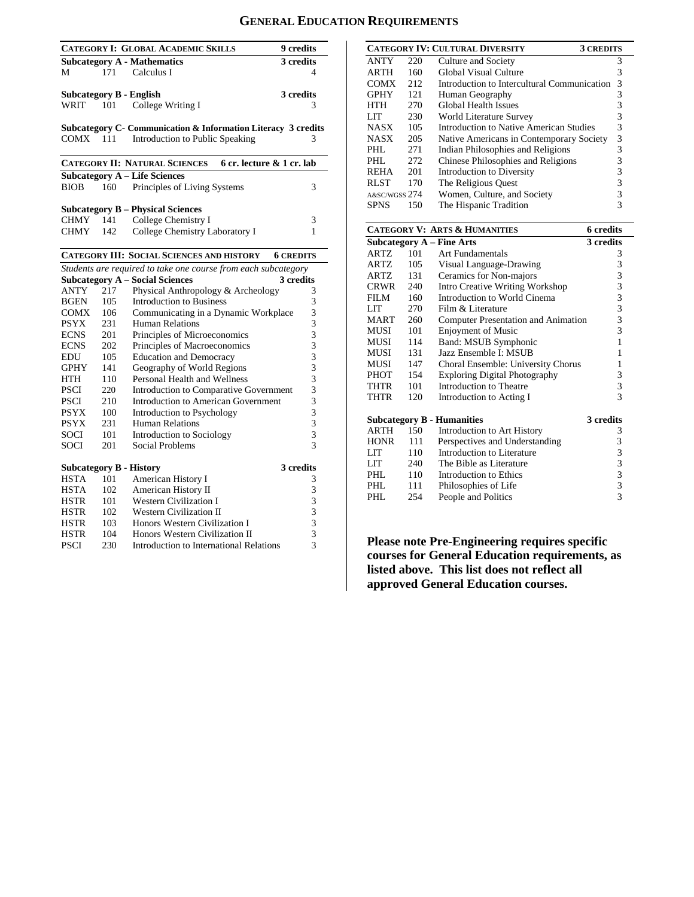# General Education Requirements

## Category I: Global Academic Skills — 9 credits

**Subcategory A - Mathematics — 3 credits**

| Course | Number | Title | Credits |
|---|---|---|---|
| M | 171 | Calculus I | 4 |

**Subcategory B - English — 3 credits**

| Course | Number | Title | Credits |
|---|---|---|---|
| WRIT | 101 | College Writing I | 3 |

**Subcategory C- Communication & Information Literacy — 3 credits**

| Course | Number | Title | Credits |
|---|---|---|---|
| COMX | 111 | Introduction to Public Speaking | 3 |

## Category II: Natural Sciences — 6 cr. lecture & 1 cr. lab

**Subcategory A – Life Sciences**

| Course | Number | Title | Credits |
|---|---|---|---|
| BIOB | 160 | Principles of Living Systems | 3 |

**Subcategory B – Physical Sciences**

| Course | Number | Title | Credits |
|---|---|---|---|
| CHMY | 141 | College Chemistry I | 3 |
| CHMY | 142 | College Chemistry Laboratory I | 1 |

## Category III: Social Sciences and History — 6 credits

*Students are required to take one course from each subcategory*

**Subcategory A – Social Sciences — 3 credits**

| Course | Number | Title | Credits |
|---|---|---|---|
| ANTY | 217 | Physical Anthropology & Archeology | 3 |
| BGEN | 105 | Introduction to Business | 3 |
| COMX | 106 | Communicating in a Dynamic Workplace | 3 |
| PSYX | 231 | Human Relations | 3 |
| ECNS | 201 | Principles of Microeconomics | 3 |
| ECNS | 202 | Principles of Macroeconomics | 3 |
| EDU | 105 | Education and Democracy | 3 |
| GPHY | 141 | Geography of World Regions | 3 |
| HTH | 110 | Personal Health and Wellness | 3 |
| PSCI | 220 | Introduction to Comparative Government | 3 |
| PSCI | 210 | Introduction to American Government | 3 |
| PSYX | 100 | Introduction to Psychology | 3 |
| PSYX | 231 | Human Relations | 3 |
| SOCI | 101 | Introduction to Sociology | 3 |
| SOCI | 201 | Social Problems | 3 |

**Subcategory B - History — 3 credits**

| Course | Number | Title | Credits |
|---|---|---|---|
| HSTA | 101 | American History I | 3 |
| HSTA | 102 | American History II | 3 |
| HSTR | 101 | Western Civilization I | 3 |
| HSTR | 102 | Western Civilization II | 3 |
| HSTR | 103 | Honors Western Civilization I | 3 |
| HSTR | 104 | Honors Western Civilization II | 3 |
| PSCI | 230 | Introduction to International Relations | 3 |

## Category IV: Cultural Diversity — 3 credits

| Course | Number | Title | Credits |
|---|---|---|---|
| ANTY | 220 | Culture and Society | 3 |
| ARTH | 160 | Global Visual Culture | 3 |
| COMX | 212 | Introduction to Intercultural Communication | 3 |
| GPHY | 121 | Human Geography | 3 |
| HTH | 270 | Global Health Issues | 3 |
| LIT | 230 | World Literature Survey | 3 |
| NASX | 105 | Introduction to Native American Studies | 3 |
| NASX | 205 | Native Americans in Contemporary Society | 3 |
| PHL | 271 | Indian Philosophies and Religions | 3 |
| PHL | 272 | Chinese Philosophies and Religions | 3 |
| REHA | 201 | Introduction to Diversity | 3 |
| RLST | 170 | The Religious Quest | 3 |
| A&SC/WGSS | 274 | Women, Culture, and Society | 3 |
| SPNS | 150 | The Hispanic Tradition | 3 |

## Category V: Arts & Humanities — 6 credits

**Subcategory A – Fine Arts — 3 credits**

| Course | Number | Title | Credits |
|---|---|---|---|
| ARTZ | 101 | Art Fundamentals | 3 |
| ARTZ | 105 | Visual Language-Drawing | 3 |
| ARTZ | 131 | Ceramics for Non-majors | 3 |
| CRWR | 240 | Intro Creative Writing Workshop | 3 |
| FILM | 160 | Introduction to World Cinema | 3 |
| LIT | 270 | Film & Literature | 3 |
| MART | 260 | Computer Presentation and Animation | 3 |
| MUSI | 101 | Enjoyment of Music | 3 |
| MUSI | 114 | Band: MSUB Symphonic | 1 |
| MUSI | 131 | Jazz Ensemble I: MSUB | 1 |
| MUSI | 147 | Choral Ensemble: University Chorus | 1 |
| PHOT | 154 | Exploring Digital Photography | 3 |
| THTR | 101 | Introduction to Theatre | 3 |
| THTR | 120 | Introduction to Acting I | 3 |

**Subcategory B - Humanities — 3 credits**

| Course | Number | Title | Credits |
|---|---|---|---|
| ARTH | 150 | Introduction to Art History | 3 |
| HONR | 111 | Perspectives and Understanding | 3 |
| LIT | 110 | Introduction to Literature | 3 |
| LIT | 240 | The Bible as Literature | 3 |
| PHL | 110 | Introduction to Ethics | 3 |
| PHL | 111 | Philosophies of Life | 3 |
| PHL | 254 | People and Politics | 3 |

**Please note Pre-Engineering requires specific courses for General Education requirements, as listed above. This list does not reflect all approved General Education courses.**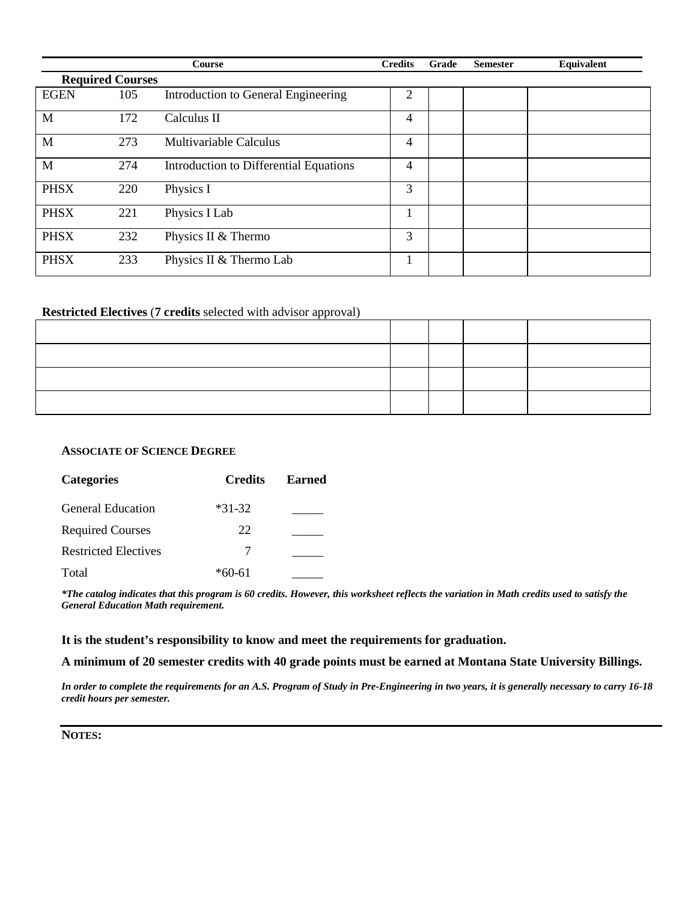| Course | | | Credits | Grade | Semester | Equivalent |
|---|---|---|---|---|---|---|
| **Required Courses** | | | | | | |
| EGEN | 105 | Introduction to General Engineering | 2 | | | |
| M | 172 | Calculus II | 4 | | | |
| M | 273 | Multivariable Calculus | 4 | | | |
| M | 274 | Introduction to Differential Equations | 4 | | | |
| PHSX | 220 | Physics I | 3 | | | |
| PHSX | 221 | Physics I Lab | 1 | | | |
| PHSX | 232 | Physics II & Thermo | 3 | | | |
| PHSX | 233 | Physics II & Thermo Lab | 1 | | | |

**Restricted Electives** (**7 credits** selected with advisor approval)

| Course | Credits | Grade | Semester | Equivalent |
|---|---|---|---|---|
| | | | | |
| | | | | |
| | | | | |
| | | | | |

**ASSOCIATE OF SCIENCE DEGREE**

| Categories | Credits | Earned |
|---|---|---|
| General Education | *31-32 | _____ |
| Required Courses | 22 | _____ |
| Restricted Electives | 7 | _____ |
| Total | *60-61 | _____ |

***The catalog indicates that this program is 60 credits. However, this worksheet reflects the variation in Math credits used to satisfy the General Education Math requirement.***

**It is the student's responsibility to know and meet the requirements for graduation.**

**A minimum of 20 semester credits with 40 grade points must be earned at Montana State University Billings.**

***In order to complete the requirements for an A.S. Program of Study in Pre-Engineering in two years, it is generally necessary to carry 16-18 credit hours per semester.***

**NOTES:**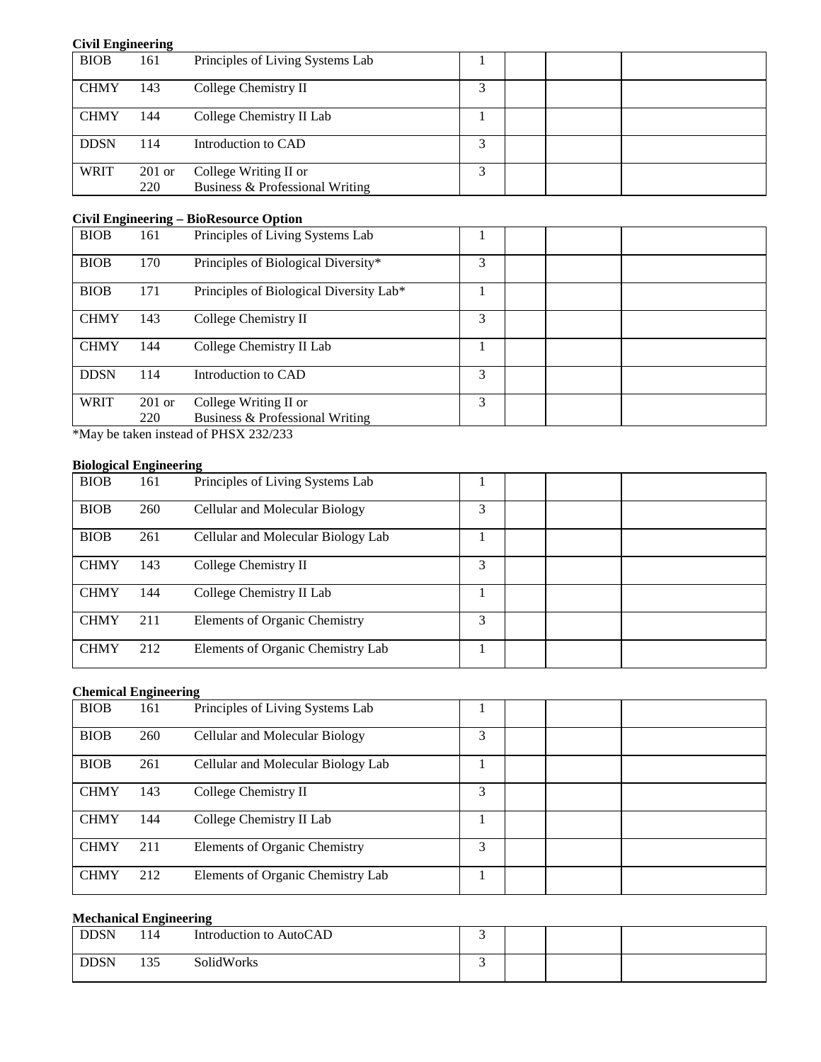**Civil Engineering**

| | | | | | | |
|---|---|---|---|---|---|---|
| BIOB | 161 | Principles of Living Systems Lab | 1 | | | |
| CHMY | 143 | College Chemistry II | 3 | | | |
| CHMY | 144 | College Chemistry II Lab | 1 | | | |
| DDSN | 114 | Introduction to CAD | 3 | | | |
| WRIT | 201 or 220 | College Writing II or Business & Professional Writing | 3 | | | |

**Civil Engineering – BioResource Option**

| | | | | | | |
|---|---|---|---|---|---|---|
| BIOB | 161 | Principles of Living Systems Lab | 1 | | | |
| BIOB | 170 | Principles of Biological Diversity* | 3 | | | |
| BIOB | 171 | Principles of Biological Diversity Lab* | 1 | | | |
| CHMY | 143 | College Chemistry II | 3 | | | |
| CHMY | 144 | College Chemistry II Lab | 1 | | | |
| DDSN | 114 | Introduction to CAD | 3 | | | |
| WRIT | 201 or 220 | College Writing II or Business & Professional Writing | 3 | | | |

*May be taken instead of PHSX 232/233

**Biological Engineering**

| | | | | | | |
|---|---|---|---|---|---|---|
| BIOB | 161 | Principles of Living Systems Lab | 1 | | | |
| BIOB | 260 | Cellular and Molecular Biology | 3 | | | |
| BIOB | 261 | Cellular and Molecular Biology Lab | 1 | | | |
| CHMY | 143 | College Chemistry II | 3 | | | |
| CHMY | 144 | College Chemistry II Lab | 1 | | | |
| CHMY | 211 | Elements of Organic Chemistry | 3 | | | |
| CHMY | 212 | Elements of Organic Chemistry Lab | 1 | | | |

**Chemical Engineering**

| | | | | | | |
|---|---|---|---|---|---|---|
| BIOB | 161 | Principles of Living Systems Lab | 1 | | | |
| BIOB | 260 | Cellular and Molecular Biology | 3 | | | |
| BIOB | 261 | Cellular and Molecular Biology Lab | 1 | | | |
| CHMY | 143 | College Chemistry II | 3 | | | |
| CHMY | 144 | College Chemistry II Lab | 1 | | | |
| CHMY | 211 | Elements of Organic Chemistry | 3 | | | |
| CHMY | 212 | Elements of Organic Chemistry Lab | 1 | | | |

**Mechanical Engineering**

| | | | | | | |
|---|---|---|---|---|---|---|
| DDSN | 114 | Introduction to AutoCAD | 3 | | | |
| DDSN | 135 | SolidWorks | 3 | | | |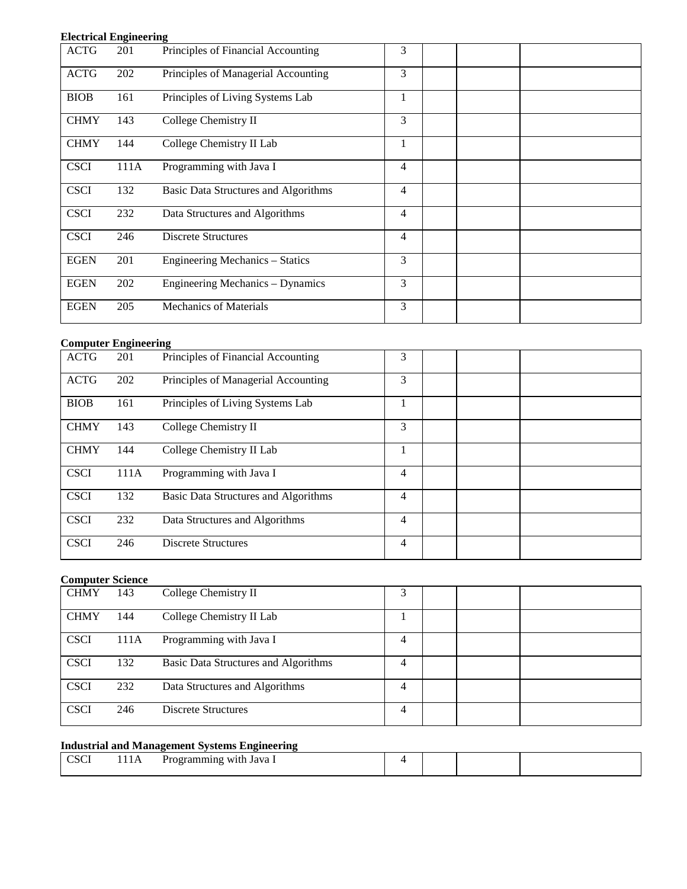**Electrical Engineering**

| | | | | | | |
|---|---|---|---|---|---|---|
| ACTG | 201 | Principles of Financial Accounting | 3 | | | |
| ACTG | 202 | Principles of Managerial Accounting | 3 | | | |
| BIOB | 161 | Principles of Living Systems Lab | 1 | | | |
| CHMY | 143 | College Chemistry II | 3 | | | |
| CHMY | 144 | College Chemistry II Lab | 1 | | | |
| CSCI | 111A | Programming with Java I | 4 | | | |
| CSCI | 132 | Basic Data Structures and Algorithms | 4 | | | |
| CSCI | 232 | Data Structures and Algorithms | 4 | | | |
| CSCI | 246 | Discrete Structures | 4 | | | |
| EGEN | 201 | Engineering Mechanics – Statics | 3 | | | |
| EGEN | 202 | Engineering Mechanics – Dynamics | 3 | | | |
| EGEN | 205 | Mechanics of Materials | 3 | | | |

**Computer Engineering**

| | | | | | | |
|---|---|---|---|---|---|---|
| ACTG | 201 | Principles of Financial Accounting | 3 | | | |
| ACTG | 202 | Principles of Managerial Accounting | 3 | | | |
| BIOB | 161 | Principles of Living Systems Lab | 1 | | | |
| CHMY | 143 | College Chemistry II | 3 | | | |
| CHMY | 144 | College Chemistry II Lab | 1 | | | |
| CSCI | 111A | Programming with Java I | 4 | | | |
| CSCI | 132 | Basic Data Structures and Algorithms | 4 | | | |
| CSCI | 232 | Data Structures and Algorithms | 4 | | | |
| CSCI | 246 | Discrete Structures | 4 | | | |

**Computer Science**

| | | | | | | |
|---|---|---|---|---|---|---|
| CHMY | 143 | College Chemistry II | 3 | | | |
| CHMY | 144 | College Chemistry II Lab | 1 | | | |
| CSCI | 111A | Programming with Java I | 4 | | | |
| CSCI | 132 | Basic Data Structures and Algorithms | 4 | | | |
| CSCI | 232 | Data Structures and Algorithms | 4 | | | |
| CSCI | 246 | Discrete Structures | 4 | | | |

**Industrial and Management Systems Engineering**

| | | | | | | |
|---|---|---|---|---|---|---|
| CSCI | 111A | Programming with Java I | 4 | | | |